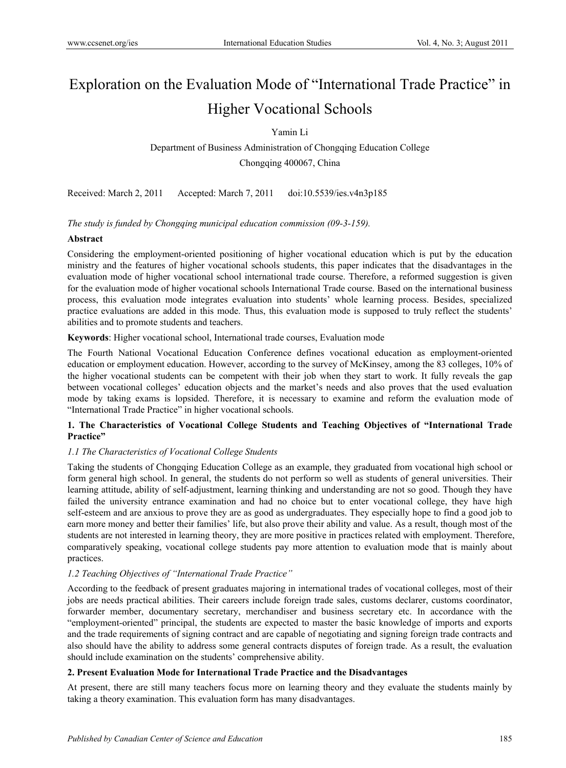# Exploration on the Evaluation Mode of "International Trade Practice" in Higher Vocational Schools

Yamin Li

Department of Business Administration of Chongqing Education College

Chongqing 400067, China

Received: March 2, 2011 Accepted: March 7, 2011 doi:10.5539/ies.v4n3p185

*The study is funded by Chongqing municipal education commission (09-3-159).*

**Abstract**

Considering the employment-oriented positioning of higher vocational education which is put by the education ministry and the features of higher vocational schools students, this paper indicates that the disadvantages in the evaluation mode of higher vocational school international trade course. Therefore, a reformed suggestion is given for the evaluation mode of higher vocational schools International Trade course. Based on the international business process, this evaluation mode integrates evaluation into students' whole learning process. Besides, specialized practice evaluations are added in this mode. Thus, this evaluation mode is supposed to truly reflect the students' abilities and to promote students and teachers.

**Keywords**: Higher vocational school, International trade courses, Evaluation mode

The Fourth National Vocational Education Conference defines vocational education as employment-oriented education or employment education. However, according to the survey of McKinsey, among the 83 colleges, 10% of the higher vocational students can be competent with their job when they start to work. It fully reveals the gap between vocational colleges' education objects and the market's needs and also proves that the used evaluation mode by taking exams is lopsided. Therefore, it is necessary to examine and reform the evaluation mode of "International Trade Practice" in higher vocational schools.

## 1. The Characteristics of Vocational College Students and Teaching Objectives of "International Trade Practice"

### *1.1 The Characteristics of Vocational College Students*

Taking the students of Chongqing Education College as an example, they graduated from vocational high school or form general high school. In general, the students do not perform so well as students of general universities. Their learning attitude, ability of self-adjustment, learning thinking and understanding are not so good. Though they have failed the university entrance examination and had no choice but to enter vocational college, they have high self-esteem and are anxious to prove they are as good as undergraduates. They especially hope to find a good job to earn more money and better their families' life, but also prove their ability and value. As a result, though most of the students are not interested in learning theory, they are more positive in practices related with employment. Therefore, comparatively speaking, vocational college students pay more attention to evaluation mode that is mainly about practices.

### *1.2 Teaching Objectives of "International Trade Practice"*

According to the feedback of present graduates majoring in international trades of vocational colleges, most of their jobs are needs practical abilities. Their careers include foreign trade sales, customs declarer, customs coordinator, forwarder member, documentary secretary, merchandiser and business secretary etc. In accordance with the "employment-oriented" principal, the students are expected to master the basic knowledge of imports and exports and the trade requirements of signing contract and are capable of negotiating and signing foreign trade contracts and also should have the ability to address some general contracts disputes of foreign trade. As a result, the evaluation should include examination on the students' comprehensive ability.

## 2. Present Evaluation Mode for International Trade Practice and the Disadvantages

At present, there are still many teachers focus more on learning theory and they evaluate the students mainly by taking a theory examination. This evaluation form has many disadvantages.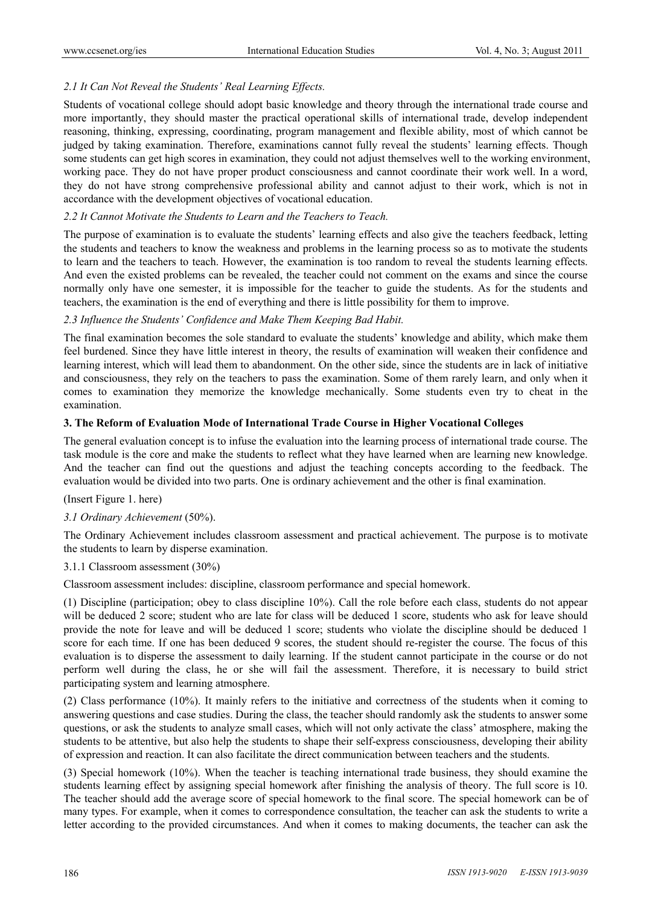*2.1 It Can Not Reveal the Students' Real Learning Effects.*

Students of vocational college should adopt basic knowledge and theory through the international trade course and more importantly, they should master the practical operational skills of international trade, develop independent reasoning, thinking, expressing, coordinating, program management and flexible ability, most of which cannot be judged by taking examination. Therefore, examinations cannot fully reveal the students' learning effects. Though some students can get high scores in examination, they could not adjust themselves well to the working environment, working pace. They do not have proper product consciousness and cannot coordinate their work well. In a word, they do not have strong comprehensive professional ability and cannot adjust to their work, which is not in accordance with the development objectives of vocational education.

*2.2 It Cannot Motivate the Students to Learn and the Teachers to Teach.*

The purpose of examination is to evaluate the students' learning effects and also give the teachers feedback, letting the students and teachers to know the weakness and problems in the learning process so as to motivate the students to learn and the teachers to teach. However, the examination is too random to reveal the students learning effects. And even the existed problems can be revealed, the teacher could not comment on the exams and since the course normally only have one semester, it is impossible for the teacher to guide the students. As for the students and teachers, the examination is the end of everything and there is little possibility for them to improve.

*2.3 Influence the Students' Confidence and Make Them Keeping Bad Habit.*

The final examination becomes the sole standard to evaluate the students' knowledge and ability, which make them feel burdened. Since they have little interest in theory, the results of examination will weaken their confidence and learning interest, which will lead them to abandonment. On the other side, since the students are in lack of initiative and consciousness, they rely on the teachers to pass the examination. Some of them rarely learn, and only when it comes to examination they memorize the knowledge mechanically. Some students even try to cheat in the examination.

**3. The Reform of Evaluation Mode of International Trade Course in Higher Vocational Colleges**

The general evaluation concept is to infuse the evaluation into the learning process of international trade course. The task module is the core and make the students to reflect what they have learned when are learning new knowledge. And the teacher can find out the questions and adjust the teaching concepts according to the feedback. The evaluation would be divided into two parts. One is ordinary achievement and the other is final examination.

(Insert Figure 1. here)

*3.1 Ordinary Achievement* (50%).

The Ordinary Achievement includes classroom assessment and practical achievement. The purpose is to motivate the students to learn by disperse examination.

3.1.1 Classroom assessment (30%)

Classroom assessment includes: discipline, classroom performance and special homework.

(1) Discipline (participation; obey to class discipline 10%). Call the role before each class, students do not appear will be deduced 2 score; student who are late for class will be deduced 1 score, students who ask for leave should provide the note for leave and will be deduced 1 score; students who violate the discipline should be deduced 1 score for each time. If one has been deduced 9 scores, the student should re-register the course. The focus of this evaluation is to disperse the assessment to daily learning. If the student cannot participate in the course or do not perform well during the class, he or she will fail the assessment. Therefore, it is necessary to build strict participating system and learning atmosphere.

(2) Class performance (10%). It mainly refers to the initiative and correctness of the students when it coming to answering questions and case studies. During the class, the teacher should randomly ask the students to answer some questions, or ask the students to analyze small cases, which will not only activate the class' atmosphere, making the students to be attentive, but also help the students to shape their self-express consciousness, developing their ability of expression and reaction. It can also facilitate the direct communication between teachers and the students.

(3) Special homework (10%). When the teacher is teaching international trade business, they should examine the students learning effect by assigning special homework after finishing the analysis of theory. The full score is 10. The teacher should add the average score of special homework to the final score. The special homework can be of many types. For example, when it comes to correspondence consultation, the teacher can ask the students to write a letter according to the provided circumstances. And when it comes to making documents, the teacher can ask the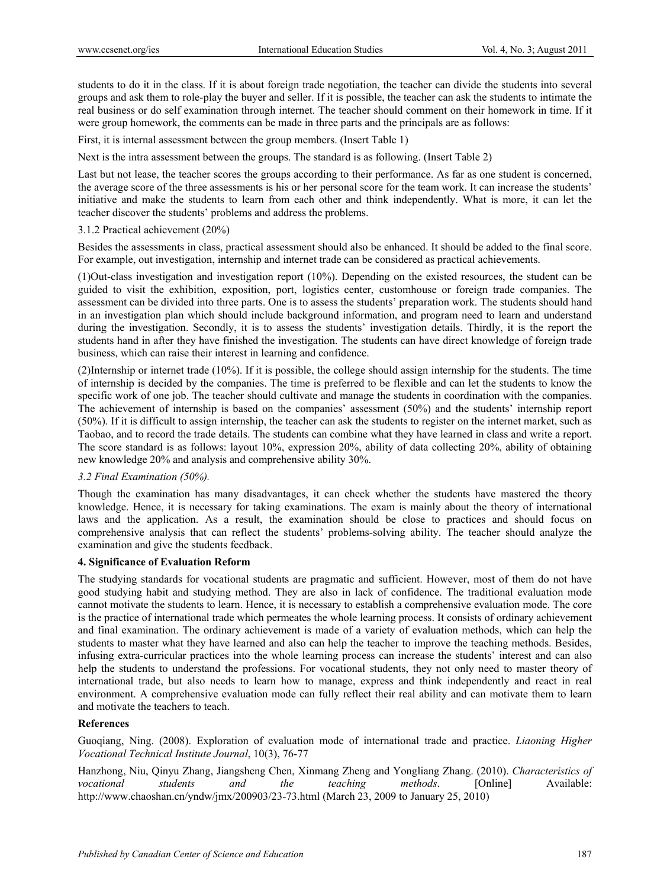students to do it in the class. If it is about foreign trade negotiation, the teacher can divide the students into several groups and ask them to role-play the buyer and seller. If it is possible, the teacher can ask the students to intimate the real business or do self examination through internet. The teacher should comment on their homework in time. If it were group homework, the comments can be made in three parts and the principals are as follows:

First, it is internal assessment between the group members. (Insert Table 1)

Next is the intra assessment between the groups. The standard is as following. (Insert Table 2)

Last but not lease, the teacher scores the groups according to their performance. As far as one student is concerned, the average score of the three assessments is his or her personal score for the team work. It can increase the students' initiative and make the students to learn from each other and think independently. What is more, it can let the teacher discover the students' problems and address the problems.

3.1.2 Practical achievement (20%)

Besides the assessments in class, practical assessment should also be enhanced. It should be added to the final score. For example, out investigation, internship and internet trade can be considered as practical achievements.

(1)Out-class investigation and investigation report (10%). Depending on the existed resources, the student can be guided to visit the exhibition, exposition, port, logistics center, customhouse or foreign trade companies. The assessment can be divided into three parts. One is to assess the students' preparation work. The students should hand in an investigation plan which should include background information, and program need to learn and understand during the investigation. Secondly, it is to assess the students' investigation details. Thirdly, it is the report the students hand in after they have finished the investigation. The students can have direct knowledge of foreign trade business, which can raise their interest in learning and confidence.

(2)Internship or internet trade (10%). If it is possible, the college should assign internship for the students. The time of internship is decided by the companies. The time is preferred to be flexible and can let the students to know the specific work of one job. The teacher should cultivate and manage the students in coordination with the companies. The achievement of internship is based on the companies' assessment (50%) and the students' internship report (50%). If it is difficult to assign internship, the teacher can ask the students to register on the internet market, such as Taobao, and to record the trade details. The students can combine what they have learned in class and write a report. The score standard is as follows: layout 10%, expression 20%, ability of data collecting 20%, ability of obtaining new knowledge 20% and analysis and comprehensive ability 30%.

*3.2 Final Examination (50%).*

Though the examination has many disadvantages, it can check whether the students have mastered the theory knowledge. Hence, it is necessary for taking examinations. The exam is mainly about the theory of international laws and the application. As a result, the examination should be close to practices and should focus on comprehensive analysis that can reflect the students' problems-solving ability. The teacher should analyze the examination and give the students feedback.

## 4. Significance of Evaluation Reform

The studying standards for vocational students are pragmatic and sufficient. However, most of them do not have good studying habit and studying method. They are also in lack of confidence. The traditional evaluation mode cannot motivate the students to learn. Hence, it is necessary to establish a comprehensive evaluation mode. The core is the practice of international trade which permeates the whole learning process. It consists of ordinary achievement and final examination. The ordinary achievement is made of a variety of evaluation methods, which can help the students to master what they have learned and also can help the teacher to improve the teaching methods. Besides, infusing extra-curricular practices into the whole learning process can increase the students' interest and can also help the students to understand the professions. For vocational students, they not only need to master theory of international trade, but also needs to learn how to manage, express and think independently and react in real environment. A comprehensive evaluation mode can fully reflect their real ability and can motivate them to learn and motivate the teachers to teach.

## References

Guoqiang, Ning. (2008). Exploration of evaluation mode of international trade and practice. *Liaoning Higher Vocational Technical Institute Journal*, 10(3), 76-77

Hanzhong, Niu, Qinyu Zhang, Jiangsheng Chen, Xinmang Zheng and Yongliang Zhang. (2010). *Characteristics of vocational students and the teaching methods*. [Online] Available: http://www.chaoshan.cn/yndw/jmx/200903/23-73.html (March 23, 2009 to January 25, 2010)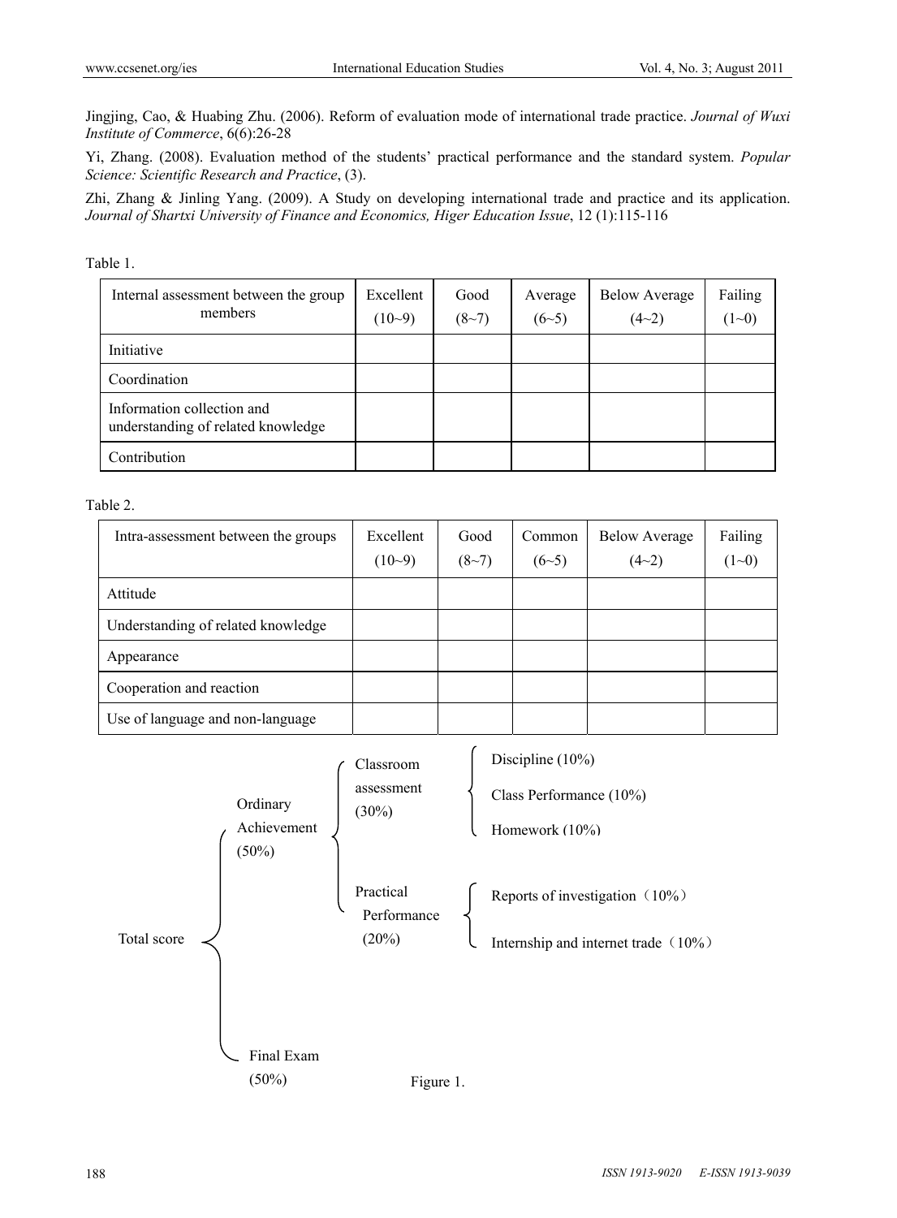Jingjing, Cao, & Huabing Zhu. (2006). Reform of evaluation mode of international trade practice. *Journal of Wuxi Institute of Commerce*, 6(6):26-28

Yi, Zhang. (2008). Evaluation method of the students' practical performance and the standard system. *Popular Science: Scientific Research and Practice*, (3).

Zhi, Zhang & Jinling Yang. (2009). A Study on developing international trade and practice and its application. *Journal of Shartxi University of Finance and Economics, Higer Education Issue*, 12 (1):115-116

Table 1.

| Internal assessment between the group members | Excellent (10~9) | Good (8~7) | Average (6~5) | Below Average (4~2) | Failing (1~0) |
|---|---|---|---|---|---|
| Initiative | | | | | |
| Coordination | | | | | |
| Information collection and understanding of related knowledge | | | | | |
| Contribution | | | | | |

Table 2.

| Intra-assessment between the groups | Excellent (10~9) | Good (8~7) | Common (6~5) | Below Average (4~2) | Failing (1~0) |
|---|---|---|---|---|---|
| Attitude | | | | | |
| Understanding of related knowledge | | | | | |
| Appearance | | | | | |
| Cooperation and reaction | | | | | |
| Use of language and non-language | | | | | |

Total score

Ordinary Achievement (50%)

Classroom assessment (30%)

Discipline (10%)

Class Performance (10%)

Homework (10%)

Practical Performance (20%)

Reports of investigation（10%）

Internship and internet trade（10%）

Final Exam (50%)

Figure 1.